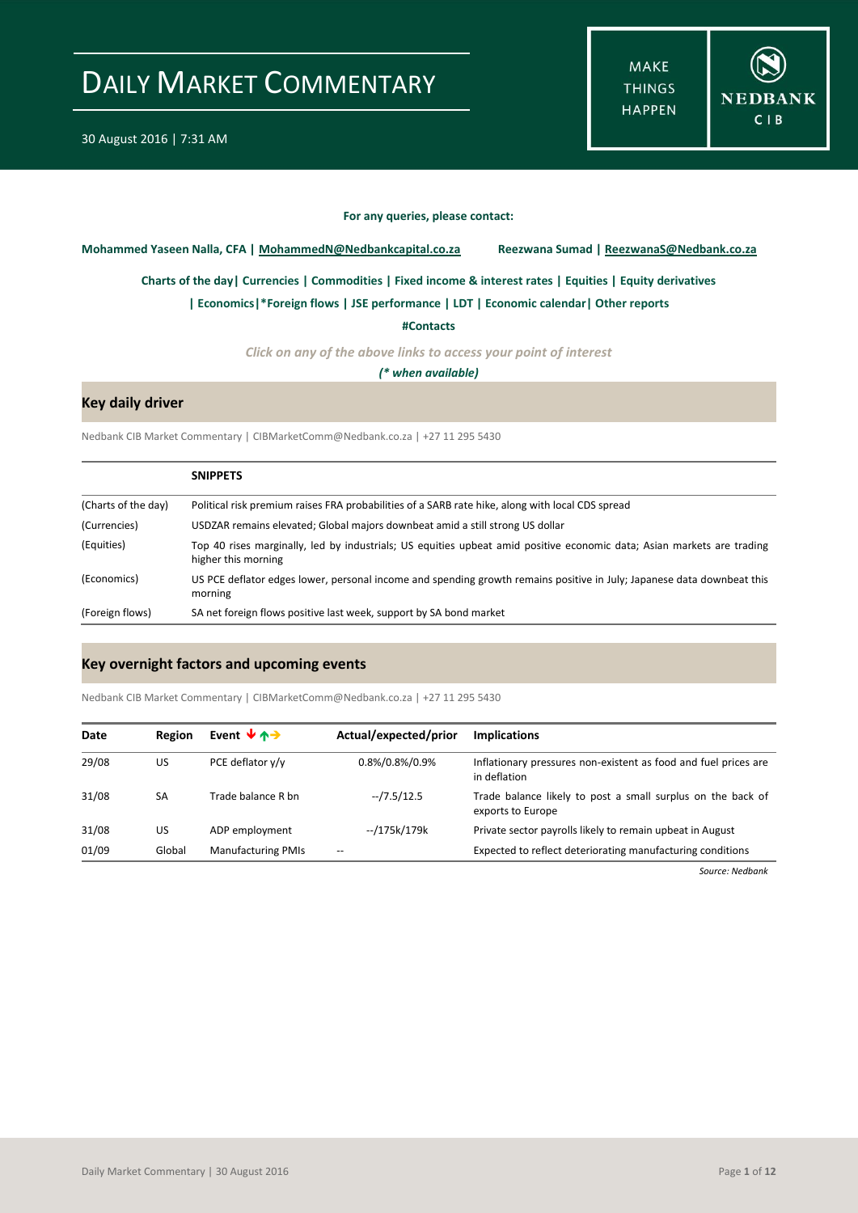# DAILY MARKET COMMENTARY

30 August 2016 | 7:31 AM

MAKE THINGS HAPPEN

NEDBANK CIB

**For any queries, please contact:**

**Mohammed Yaseen Nalla, CFA | MohammedN@Nedbankcapital.co.za** **Reezwana Sumad | ReezwanaS@Nedbank.co.za**

**Charts of the day| Currencies | Commodities | Fixed income & interest rates | Equities | Equity derivatives**

**| Economics|*Foreign flows | JSE performance | LDT | Economic calendar| Other reports**

**#Contacts**

*Click on any of the above links to access your point of interest*

***(* when available)***

## Key daily driver

Nedbank CIB Market Commentary | CIBMarketComm@Nedbank.co.za | +27 11 295 5430

| | **SNIPPETS** |
|---|---|
| (Charts of the day) | Political risk premium raises FRA probabilities of a SARB rate hike, along with local CDS spread |
| (Currencies) | USDZAR remains elevated; Global majors downbeat amid a still strong US dollar |
| (Equities) | Top 40 rises marginally, led by industrials; US equities upbeat amid positive economic data; Asian markets are trading higher this morning |
| (Economics) | US PCE deflator edges lower, personal income and spending growth remains positive in July; Japanese data downbeat this morning |
| (Foreign flows) | SA net foreign flows positive last week, support by SA bond market |

## Key overnight factors and upcoming events

Nedbank CIB Market Commentary | CIBMarketComm@Nedbank.co.za | +27 11 295 5430

| Date | Region | Event ↓↑→ | Actual/expected/prior | Implications |
|---|---|---|---|---|
| 29/08 | US | PCE deflator y/y | 0.8%/0.8%/0.9% | Inflationary pressures non-existent as food and fuel prices are in deflation |
| 31/08 | SA | Trade balance R bn | --/7.5/12.5 | Trade balance likely to post a small surplus on the back of exports to Europe |
| 31/08 | US | ADP employment | --/175k/179k | Private sector payrolls likely to remain upbeat in August |
| 01/09 | Global | Manufacturing PMIs | -- | Expected to reflect deteriorating manufacturing conditions |

*Source: Nedbank*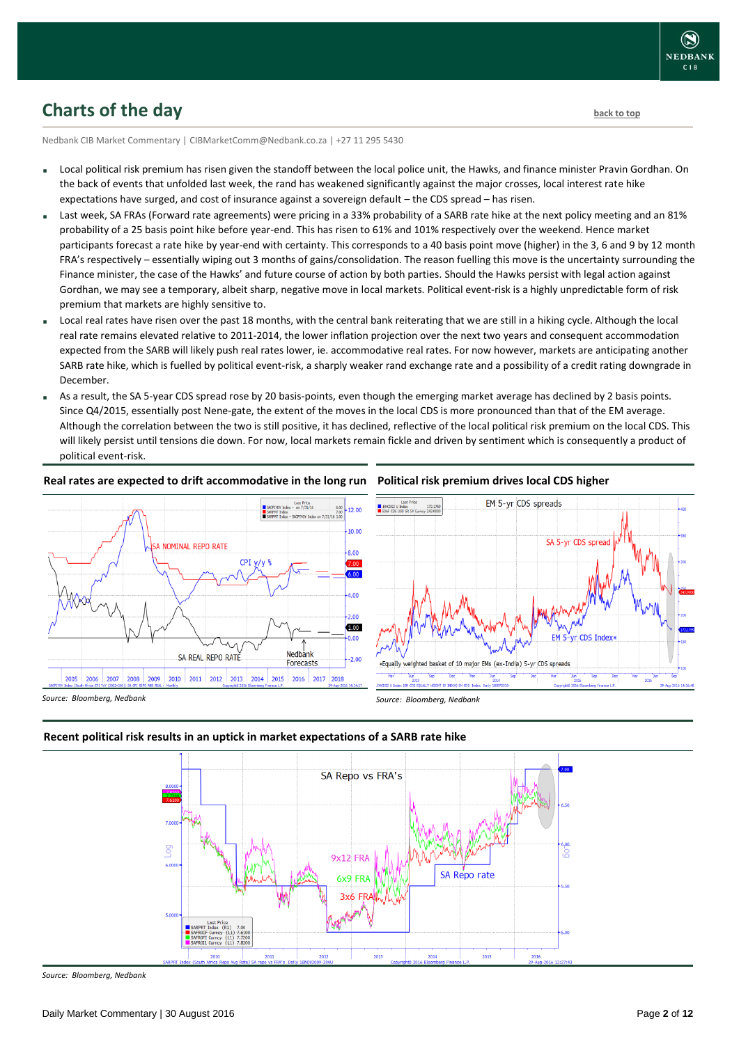## Charts of the day

back to top

Nedbank CIB Market Commentary | CIBMarketComm@Nedbank.co.za | +27 11 295 5430

- Local political risk premium has risen given the standoff between the local police unit, the Hawks, and finance minister Pravin Gordhan. On the back of events that unfolded last week, the rand has weakened significantly against the major crosses, local interest rate hike expectations have surged, and cost of insurance against a sovereign default – the CDS spread – has risen.
- Last week, SA FRAs (Forward rate agreements) were pricing in a 33% probability of a SARB rate hike at the next policy meeting and an 81% probability of a 25 basis point hike before year-end. This has risen to 61% and 101% respectively over the weekend. Hence market participants forecast a rate hike by year-end with certainty. This corresponds to a 40 basis point move (higher) in the 3, 6 and 9 by 12 month FRA's respectively – essentially wiping out 3 months of gains/consolidation. The reason fuelling this move is the uncertainty surrounding the Finance minister, the case of the Hawks' and future course of action by both parties. Should the Hawks persist with legal action against Gordhan, we may see a temporary, albeit sharp, negative move in local markets. Political event-risk is a highly unpredictable form of risk premium that markets are highly sensitive to.
- Local real rates have risen over the past 18 months, with the central bank reiterating that we are still in a hiking cycle. Although the local real rate remains elevated relative to 2011-2014, the lower inflation projection over the next two years and consequent accommodation expected from the SARB will likely push real rates lower, ie. accommodative real rates. For now however, markets are anticipating another SARB rate hike, which is fuelled by political event-risk, a sharply weaker rand exchange rate and a possibility of a credit rating downgrade in December.
- As a result, the SA 5-year CDS spread rose by 20 basis-points, even though the emerging market average has declined by 2 basis points. Since Q4/2015, essentially post Nene-gate, the extent of the moves in the local CDS is more pronounced than that of the EM average. Although the correlation between the two is still positive, it has declined, reflective of the local political risk premium on the local CDS. This will likely persist until tensions die down. For now, local markets remain fickle and driven by sentiment which is consequently a product of political event-risk.

**Real rates are expected to drift accommodative in the long run**

Source: Bloomberg, Nedbank

**Political risk premium drives local CDS higher**

Source: Bloomberg, Nedbank

**Recent political risk results in an uptick in market expectations of a SARB rate hike**

Source: Bloomberg, Nedbank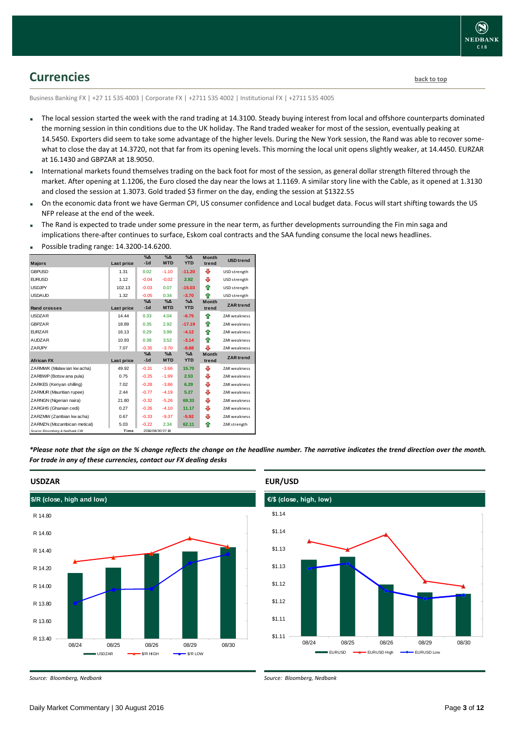## Currencies

back to top

Business Banking FX | +27 11 535 4003 | Corporate FX | +2711 535 4002 | Institutional FX | +2711 535 4005

- The local session started the week with the rand trading at 14.3100. Steady buying interest from local and offshore counterparts dominated the morning session in thin conditions due to the UK holiday. The Rand traded weaker for most of the session, eventually peaking at 14.5450. Exporters did seem to take some advantage of the higher levels. During the New York session, the Rand was able to recover somewhat to close the day at 14.3720, not that far from its opening levels. This morning the local unit opens slightly weaker, at 14.4450. EURZAR at 16.1430 and GBPZAR at 18.9050.
- International markets found themselves trading on the back foot for most of the session, as general dollar strength filtered through the market. After opening at 1.1206, the Euro closed the day near the lows at 1.1169. A similar story line with the Cable, as it opened at 1.3130 and closed the session at 1.3073. Gold traded $3 firmer on the day, ending the session at $1322.55
- On the economic data front we have German CPI, US consumer confidence and Local budget data. Focus will start shifting towards the US NFP release at the end of the week.
- The Rand is expected to trade under some pressure in the near term, as further developments surrounding the Fin min saga and implications there-after continues to surface, Eskom coal contracts and the SAA funding consume the local news headlines.
- Possible trading range: 14.3200-14.6200.

| Majors | Last price | %Δ -1d | %Δ MTD | %Δ YTD | Month trend | USD trend |
|---|---|---|---|---|---|---|
| GBPUSD | 1.31 | 0.02 | -1.10 | -11.20 | ⇩ | USD strength |
| EURUSD | 1.12 | -0.04 | -0.02 | 2.82 | ⇩ | USD strength |
| USDJPY | 102.13 | -0.03 | 0.07 | -15.03 | ⇧ | USD strength |
| USDAUD | 1.32 | -0.05 | 0.34 | -3.70 | ⇧ | USD strength |
| **Rand crosses** | **Last price** | **%Δ -1d** | **%Δ MTD** | **%Δ YTD** | **Month trend** | **ZAR trend** |
| USDZAR | 14.44 | 0.33 | 4.04 | -6.75 | ⇧ | ZAR weakness |
| GBPZAR | 18.89 | 0.35 | 2.92 | -17.19 | ⇧ | ZAR weakness |
| EURZAR | 16.13 | 0.29 | 3.99 | -4.12 | ⇧ | ZAR weakness |
| AUDZAR | 10.93 | 0.38 | 3.52 | -3.14 | ⇧ | ZAR weakness |
| ZARJPY | 7.07 | -0.35 | -3.70 | -8.88 | ⇩ | ZAR weakness |
| **African FX** | **Last price** | **%Δ -1d** | **%Δ MTD** | **%Δ YTD** | **Month trend** | **ZAR trend** |
| ZARMWK (Malawian kwacha) | 49.92 | -0.31 | -3.66 | 15.70 | ⇩ | ZAR weakness |
| ZARBWP (Botswana pula) | 0.75 | -0.25 | -1.99 | 2.53 | ⇩ | ZAR weakness |
| ZARKES (Kenyan shilling) | 7.02 | -0.28 | -3.86 | 6.29 | ⇩ | ZAR weakness |
| ZARMUR (Mauritian rupee) | 2.44 | -0.77 | -4.19 | 5.27 | ⇩ | ZAR weakness |
| ZARNGN (Nigerian naira) | 21.80 | -0.32 | -5.26 | 69.33 | ⇩ | ZAR weakness |
| ZARGHS (Ghanian cedi) | 0.27 | -0.26 | -4.10 | 11.17 | ⇩ | ZAR weakness |
| ZARZMW (Zambian kwacha) | 0.67 | -0.33 | -9.37 | -5.92 | ⇩ | ZAR weakness |
| ZARMZN (Mozambican metical) | 5.03 | -0.22 | 2.34 | 62.11 | ⇧ | ZAR strength |
| Source: Bloomberg & Nedbank CIB | Time | 2016/08/30 07:18 | | | | |

*\*Please note that the sign on the % change reflects the change on the headline number. The narrative indicates the trend direction over the month. For trade in any of these currencies, contact our FX dealing desks*

### USDZAR

**$/R (close, high and low)**

Source: Bloomberg, Nedbank

### EUR/USD

**€/$ (close, high, low)**

Source: Bloomberg, Nedbank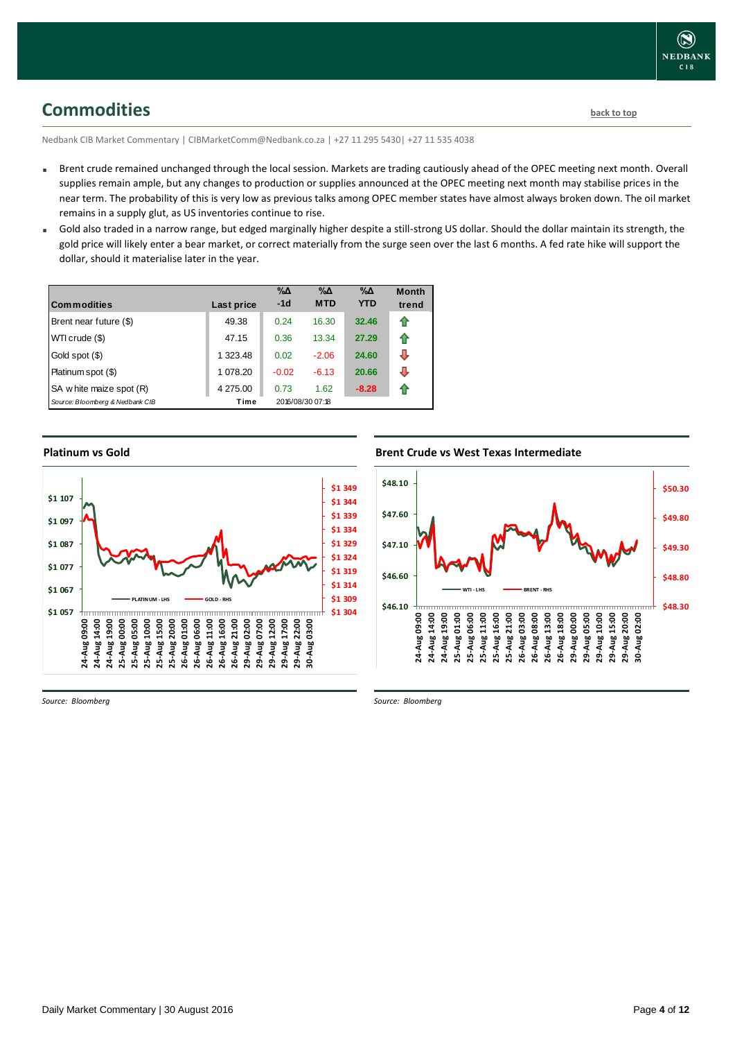## Commodities

back to top

Nedbank CIB Market Commentary | CIBMarketComm@Nedbank.co.za | +27 11 295 5430| +27 11 535 4038

- Brent crude remained unchanged through the local session. Markets are trading cautiously ahead of the OPEC meeting next month. Overall supplies remain ample, but any changes to production or supplies announced at the OPEC meeting next month may stabilise prices in the near term. The probability of this is very low as previous talks among OPEC member states have almost always broken down. The oil market remains in a supply glut, as US inventories continue to rise.
- Gold also traded in a narrow range, but edged marginally higher despite a still-strong US dollar. Should the dollar maintain its strength, the gold price will likely enter a bear market, or correct materially from the surge seen over the last 6 months. A fed rate hike will support the dollar, should it materialise later in the year.

| Commodities | Last price | %Δ -1d | %Δ MTD | %Δ YTD | Month trend |
|---|---|---|---|---|---|
| Brent near future ($) | 49.38 | 0.24 | 16.30 | 32.46 | ⇧ |
| WTI crude ($) | 47.15 | 0.36 | 13.34 | 27.29 | ⇧ |
| Gold spot ($) | 1 323.48 | 0.02 | -2.06 | 24.60 | ⇩ |
| Platinum spot ($) | 1 078.20 | -0.02 | -6.13 | 20.66 | ⇩ |
| SA white maize spot (R) | 4 275.00 | 0.73 | 1.62 | -8.28 | ⇧ |
| *Source: Bloomberg & Nedbank CIB* | Time | 2016/08/30 07:18 | | | |

### Platinum vs Gold

*Source: Bloomberg*

### Brent Crude vs West Texas Intermediate

*Source: Bloomberg*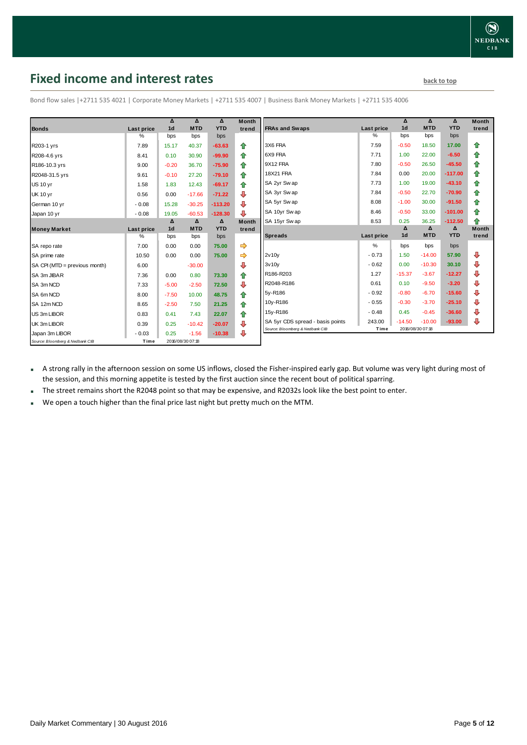# Fixed income and interest rates

back to top

Bond flow sales |+2711 535 4021 | Corporate Money Markets | +2711 535 4007 | Business Bank Money Markets | +2711 535 4006

| Bonds | Last price | Δ 1d | Δ MTD | Δ YTD | Month trend |
|---|---|---|---|---|---|
| | % | bps | bps | bps | |
| R203-1 yrs | 7.89 | 15.17 | 40.37 | -63.63 | ⇧ |
| R208-4.6 yrs | 8.41 | 0.10 | 30.90 | -99.90 | ⇧ |
| R186-10.3 yrs | 9.00 | -0.20 | 36.70 | -75.90 | ⇧ |
| R2048-31.5 yrs | 9.61 | -0.10 | 27.20 | -79.10 | ⇧ |
| US 10 yr | 1.58 | 1.83 | 12.43 | -69.17 | ⇧ |
| UK 10 yr | 0.56 | 0.00 | -17.66 | -71.22 | ⇩ |
| German 10 yr | -0.08 | 15.28 | -30.25 | -113.20 | ⇩ |
| Japan 10 yr | -0.08 | 19.05 | -60.53 | -128.30 | ⇩ |

| Money Market | Last price | Δ 1d | Δ MTD | Δ YTD | Month trend |
|---|---|---|---|---|---|
| | % | bps | bps | bps | |
| SA repo rate | 7.00 | 0.00 | 0.00 | 75.00 | ⇨ |
| SA prime rate | 10.50 | 0.00 | 0.00 | 75.00 | ⇨ |
| SA CPI (MTD = previous month) | 6.00 | | -30.00 | | ⇩ |
| SA 3m JIBAR | 7.36 | 0.00 | 0.80 | 73.30 | ⇧ |
| SA 3m NCD | 7.33 | -5.00 | -2.50 | 72.50 | ⇩ |
| SA 6m NCD | 8.00 | -7.50 | 10.00 | 48.75 | ⇧ |
| SA 12m NCD | 8.65 | -2.50 | 7.50 | 21.25 | ⇧ |
| US 3m LIBOR | 0.83 | 0.41 | 7.43 | 22.07 | ⇧ |
| UK 3m LIBOR | 0.39 | 0.25 | -10.42 | -20.07 | ⇩ |
| Japan 3m LIBOR | -0.03 | 0.25 | -1.56 | -10.38 | ⇩ |

Source: Bloomberg & Nedbank CIB | Time 2016/08/30 07:18

| FRAs and Swaps | Last price | Δ 1d | Δ MTD | Δ YTD | Month trend |
|---|---|---|---|---|---|
| | % | bps | bps | bps | |
| 3X6 FRA | 7.59 | -0.50 | 18.50 | 17.00 | ⇧ |
| 6X9 FRA | 7.71 | 1.00 | 22.00 | -6.50 | ⇧ |
| 9X12 FRA | 7.80 | -0.50 | 26.50 | -45.50 | ⇧ |
| 18X21 FRA | 7.84 | 0.00 | 20.00 | -117.00 | ⇧ |
| SA 2yr Swap | 7.73 | 1.00 | 19.00 | -43.10 | ⇧ |
| SA 3yr Swap | 7.84 | -0.50 | 22.70 | -70.90 | ⇧ |
| SA 5yr Swap | 8.08 | -1.00 | 30.00 | -91.50 | ⇧ |
| SA 10yr Swap | 8.46 | -0.50 | 33.00 | -101.00 | ⇧ |
| SA 15yr Swap | 8.53 | 0.25 | 36.25 | -112.50 | ⇧ |

| Spreads | Last price | Δ 1d | Δ MTD | Δ YTD | Month trend |
|---|---|---|---|---|---|
| | % | bps | bps | bps | |
| 2v10y | -0.73 | 1.50 | -14.00 | 57.90 | ⇩ |
| 3v10y | -0.62 | 0.00 | -10.30 | 30.10 | ⇩ |
| R186-R203 | 1.27 | -15.37 | -3.67 | -12.27 | ⇩ |
| R2048-R186 | 0.61 | 0.10 | -9.50 | -3.20 | ⇩ |
| 5y-R186 | -0.92 | -0.80 | -6.70 | -15.60 | ⇩ |
| 10y-R186 | -0.55 | -0.30 | -3.70 | -25.10 | ⇩ |
| 15y-R186 | -0.48 | 0.45 | -0.45 | -36.60 | ⇩ |
| SA 5yr CDS spread - basis points | 243.00 | -14.50 | -10.00 | -93.00 | ⇩ |

Source: Bloomberg & Nedbank CIB | Time 2016/08/30 07:18

- A strong rally in the afternoon session on some US inflows, closed the Fisher-inspired early gap. But volume was very light during most of the session, and this morning appetite is tested by the first auction since the recent bout of political sparring.
- The street remains short the R2048 point so that may be expensive, and R2032s look like the best point to enter.
- We open a touch higher than the final price last night but pretty much on the MTM.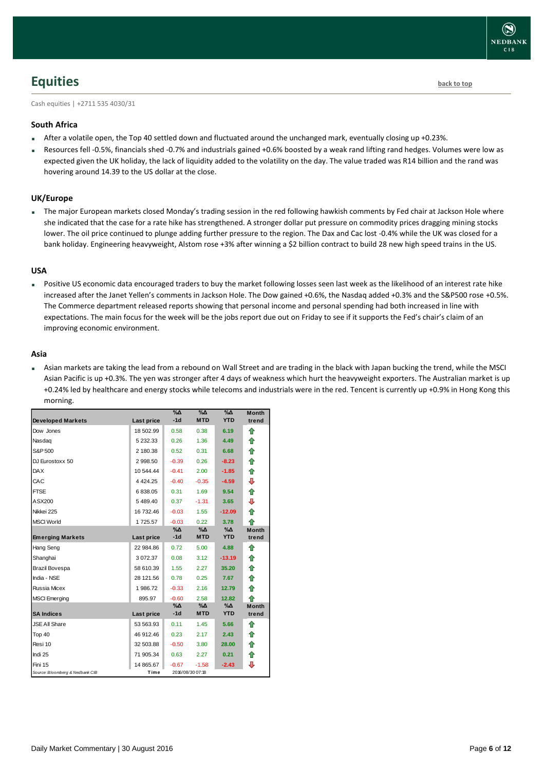# Equities

back to top

Cash equities | +2711 535 4030/31

### South Africa

- After a volatile open, the Top 40 settled down and fluctuated around the unchanged mark, eventually closing up +0.23%.
- Resources fell -0.5%, financials shed -0.7% and industrials gained +0.6% boosted by a weak rand lifting rand hedges. Volumes were low as expected given the UK holiday, the lack of liquidity added to the volatility on the day. The value traded was R14 billion and the rand was hovering around 14.39 to the US dollar at the close.

### UK/Europe

- The major European markets closed Monday's trading session in the red following hawkish comments by Fed chair at Jackson Hole where she indicated that the case for a rate hike has strengthened. A stronger dollar put pressure on commodity prices dragging mining stocks lower. The oil price continued to plunge adding further pressure to the region. The Dax and Cac lost -0.4% while the UK was closed for a bank holiday. Engineering heavyweight, Alstom rose +3% after winning a $2 billion contract to build 28 new high speed trains in the US.

### USA

- Positive US economic data encouraged traders to buy the market following losses seen last week as the likelihood of an interest rate hike increased after the Janet Yellen's comments in Jackson Hole. The Dow gained +0.6%, the Nasdaq added +0.3% and the S&P500 rose +0.5%. The Commerce department released reports showing that personal income and personal spending had both increased in line with expectations. The main focus for the week will be the jobs report due out on Friday to see if it supports the Fed's chair's claim of an improving economic environment.

### Asia

- Asian markets are taking the lead from a rebound on Wall Street and are trading in the black with Japan bucking the trend, while the MSCI Asian Pacific is up +0.3%. The yen was stronger after 4 days of weakness which hurt the heavyweight exporters. The Australian market is up +0.24% led by healthcare and energy stocks while telecoms and industrials were in the red. Tencent is currently up +0.9% in Hong Kong this morning.

| Developed Markets | Last price | %Δ -1d | %Δ MTD | %Δ YTD | Month trend |
|---|---|---|---|---|---|
| Dow Jones | 18 502.99 | 0.58 | 0.38 | 6.19 | ⇧ |
| Nasdaq | 5 232.33 | 0.26 | 1.36 | 4.49 | ⇧ |
| S&P 500 | 2 180.38 | 0.52 | 0.31 | 6.68 | ⇧ |
| DJ Eurostoxx 50 | 2 998.50 | -0.39 | 0.26 | -8.23 | ⇧ |
| DAX | 10 544.44 | -0.41 | 2.00 | -1.85 | ⇧ |
| CAC | 4 424.25 | -0.40 | -0.35 | -4.59 | ⇩ |
| FTSE | 6 838.05 | 0.31 | 1.69 | 9.54 | ⇧ |
| ASX200 | 5 489.40 | 0.37 | -1.31 | 3.65 | ⇩ |
| Nikkei 225 | 16 732.46 | -0.03 | 1.55 | -12.09 | ⇧ |
| MSCI World | 1 725.57 | -0.03 | 0.22 | 3.78 | ⇧ |
| **Emerging Markets** | **Last price** | **%Δ -1d** | **%Δ MTD** | **%Δ YTD** | **Month trend** |
| Hang Seng | 22 984.86 | 0.72 | 5.00 | 4.88 | ⇧ |
| Shanghai | 3 072.37 | 0.08 | 3.12 | -13.19 | ⇧ |
| Brazil Bovespa | 58 610.39 | 1.55 | 2.27 | 35.20 | ⇧ |
| India - NSE | 28 121.56 | 0.78 | 0.25 | 7.67 | ⇧ |
| Russia Micex | 1 986.72 | -0.33 | 2.16 | 12.79 | ⇧ |
| MSCI Emerging | 895.97 | -0.60 | 2.58 | 12.82 | ⇧ |
| **SA Indices** | **Last price** | **%Δ -1d** | **%Δ MTD** | **%Δ YTD** | **Month trend** |
| JSE All Share | 53 563.93 | 0.11 | 1.45 | 5.66 | ⇧ |
| Top 40 | 46 912.46 | 0.23 | 2.17 | 2.43 | ⇧ |
| Resi 10 | 32 503.88 | -0.50 | 3.80 | 28.00 | ⇧ |
| Indi 25 | 71 905.34 | 0.63 | 2.27 | 0.21 | ⇧ |
| Fini 15 | 14 865.67 | -0.67 | -1.58 | -2.43 | ⇩ |

Source: Bloomberg & Nedbank CIB — Time: 2016/08/30 07:18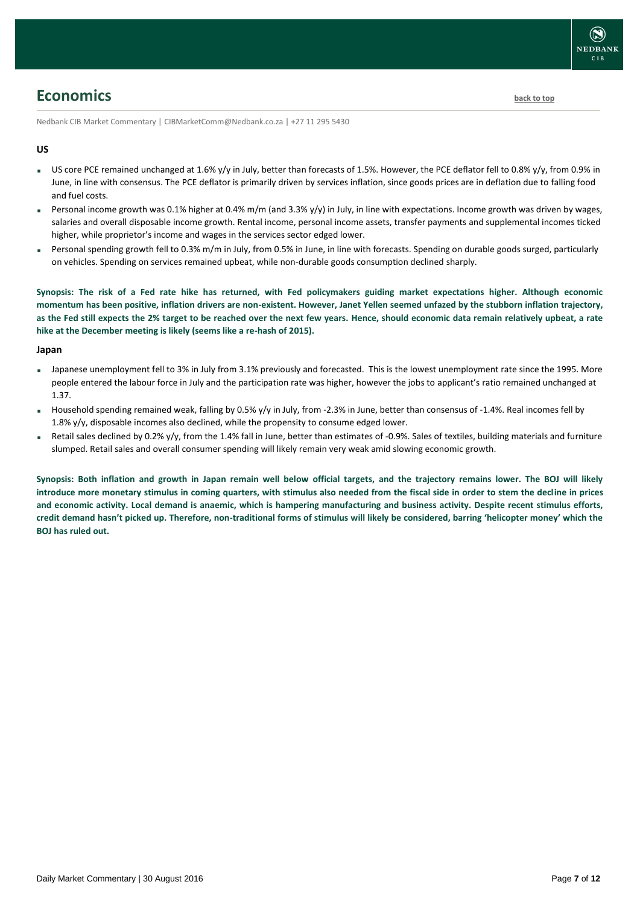## Economics

back to top

Nedbank CIB Market Commentary | CIBMarketComm@Nedbank.co.za | +27 11 295 5430

### US

- US core PCE remained unchanged at 1.6% y/y in July, better than forecasts of 1.5%. However, the PCE deflator fell to 0.8% y/y, from 0.9% in June, in line with consensus. The PCE deflator is primarily driven by services inflation, since goods prices are in deflation due to falling food and fuel costs.
- Personal income growth was 0.1% higher at 0.4% m/m (and 3.3% y/y) in July, in line with expectations. Income growth was driven by wages, salaries and overall disposable income growth. Rental income, personal income assets, transfer payments and supplemental incomes ticked higher, while proprietor's income and wages in the services sector edged lower.
- Personal spending growth fell to 0.3% m/m in July, from 0.5% in June, in line with forecasts. Spending on durable goods surged, particularly on vehicles. Spending on services remained upbeat, while non-durable goods consumption declined sharply.

**Synopsis: The risk of a Fed rate hike has returned, with Fed policymakers guiding market expectations higher. Although economic momentum has been positive, inflation drivers are non-existent. However, Janet Yellen seemed unfazed by the stubborn inflation trajectory, as the Fed still expects the 2% target to be reached over the next few years. Hence, should economic data remain relatively upbeat, a rate hike at the December meeting is likely (seems like a re-hash of 2015).**

### Japan

- Japanese unemployment fell to 3% in July from 3.1% previously and forecasted. This is the lowest unemployment rate since the 1995. More people entered the labour force in July and the participation rate was higher, however the jobs to applicant's ratio remained unchanged at 1.37.
- Household spending remained weak, falling by 0.5% y/y in July, from -2.3% in June, better than consensus of -1.4%. Real incomes fell by 1.8% y/y, disposable incomes also declined, while the propensity to consume edged lower.
- Retail sales declined by 0.2% y/y, from the 1.4% fall in June, better than estimates of -0.9%. Sales of textiles, building materials and furniture slumped. Retail sales and overall consumer spending will likely remain very weak amid slowing economic growth.

**Synopsis: Both inflation and growth in Japan remain well below official targets, and the trajectory remains lower. The BOJ will likely introduce more monetary stimulus in coming quarters, with stimulus also needed from the fiscal side in order to stem the decline in prices and economic activity. Local demand is anaemic, which is hampering manufacturing and business activity. Despite recent stimulus efforts, credit demand hasn't picked up. Therefore, non-traditional forms of stimulus will likely be considered, barring 'helicopter money' which the BOJ has ruled out.**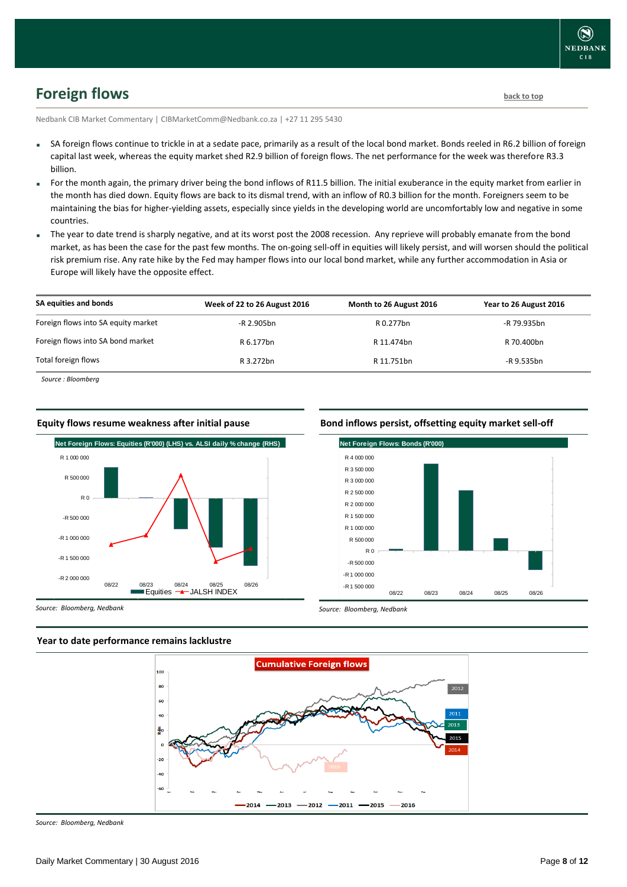## Foreign flows

back to top

Nedbank CIB Market Commentary | CIBMarketComm@Nedbank.co.za | +27 11 295 5430

- SA foreign flows continue to trickle in at a sedate pace, primarily as a result of the local bond market. Bonds reeled in R6.2 billion of foreign capital last week, whereas the equity market shed R2.9 billion of foreign flows. The net performance for the week was therefore R3.3 billion.
- For the month again, the primary driver being the bond inflows of R11.5 billion. The initial exuberance in the equity market from earlier in the month has died down. Equity flows are back to its dismal trend, with an inflow of R0.3 billion for the month. Foreigners seem to be maintaining the bias for higher-yielding assets, especially since yields in the developing world are uncomfortably low and negative in some countries.
- The year to date trend is sharply negative, and at its worst post the 2008 recession. Any reprieve will probably emanate from the bond market, as has been the case for the past few months. The on-going sell-off in equities will likely persist, and will worsen should the political risk premium rise. Any rate hike by the Fed may hamper flows into our local bond market, while any further accommodation in Asia or Europe will likely have the opposite effect.

| SA equities and bonds | Week of 22 to 26 August 2016 | Month to 26 August 2016 | Year to 26 August 2016 |
|---|---|---|---|
| Foreign flows into SA equity market | -R 2.905bn | R 0.277bn | -R 79.935bn |
| Foreign flows into SA bond market | R 6.177bn | R 11.474bn | R 70.400bn |
| Total foreign flows | R 3.272bn | R 11.751bn | -R 9.535bn |

*Source : Bloomberg*

### Equity flows resume weakness after initial pause

Net Foreign Flows: Equities (R'000) (LHS) vs. ALSI daily % change (RHS)

*Source: Bloomberg, Nedbank*

### Bond inflows persist, offsetting equity market sell-off

Net Foreign Flows: Bonds (R'000)

*Source: Bloomberg, Nedbank*

### Year to date performance remains lacklustre

Cumulative Foreign flows

*Source: Bloomberg, Nedbank*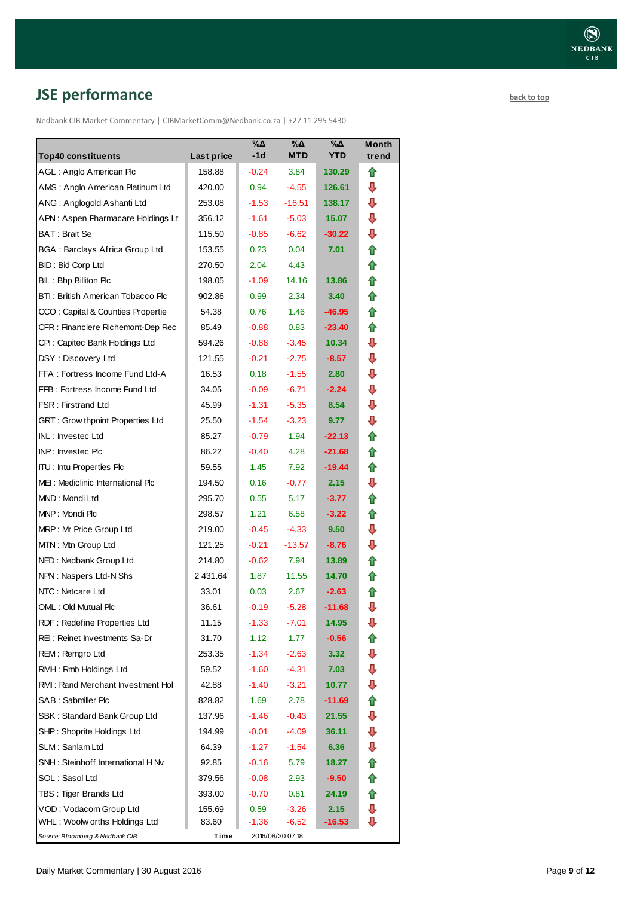## JSE performance

back to top

Nedbank CIB Market Commentary | CIBMarketComm@Nedbank.co.za | +27 11 295 5430

| Top40 constituents | Last price | %Δ -1d | %Δ MTD | %Δ YTD | Month trend |
|---|---|---|---|---|---|
| AGL : Anglo American Plc | 158.88 | -0.24 | 3.84 | 130.29 | ⇧ |
| AMS : Anglo American Platinum Ltd | 420.00 | 0.94 | -4.55 | 126.61 | ⇩ |
| ANG : Anglogold Ashanti Ltd | 253.08 | -1.53 | -16.51 | 138.17 | ⇩ |
| APN : Aspen Pharmacare Holdings Lt | 356.12 | -1.61 | -5.03 | 15.07 | ⇩ |
| BAT : Brait Se | 115.50 | -0.85 | -6.62 | -30.22 | ⇩ |
| BGA : Barclays Africa Group Ltd | 153.55 | 0.23 | 0.04 | 7.01 | ⇧ |
| BID : Bid Corp Ltd | 270.50 | 2.04 | 4.43 | | ⇧ |
| BIL : Bhp Billiton Plc | 198.05 | -1.09 | 14.16 | 13.86 | ⇧ |
| BTI : British American Tobacco Plc | 902.86 | 0.99 | 2.34 | 3.40 | ⇧ |
| CCO : Capital & Counties Propertie | 54.38 | 0.76 | 1.46 | -46.95 | ⇧ |
| CFR : Financiere Richemont-Dep Rec | 85.49 | -0.88 | 0.83 | -23.40 | ⇧ |
| CPI : Capitec Bank Holdings Ltd | 594.26 | -0.88 | -3.45 | 10.34 | ⇩ |
| DSY : Discovery Ltd | 121.55 | -0.21 | -2.75 | -8.57 | ⇩ |
| FFA : Fortress Income Fund Ltd-A | 16.53 | 0.18 | -1.55 | 2.80 | ⇩ |
| FFB : Fortress Income Fund Ltd | 34.05 | -0.09 | -6.71 | -2.24 | ⇩ |
| FSR : Firstrand Ltd | 45.99 | -1.31 | -5.35 | 8.54 | ⇩ |
| GRT : Growthpoint Properties Ltd | 25.50 | -1.54 | -3.23 | 9.77 | ⇩ |
| INL : Investec Ltd | 85.27 | -0.79 | 1.94 | -22.13 | ⇧ |
| INP : Investec Plc | 86.22 | -0.40 | 4.28 | -21.68 | ⇧ |
| ITU : Intu Properties Plc | 59.55 | 1.45 | 7.92 | -19.44 | ⇧ |
| MEI : Mediclinic International Plc | 194.50 | 0.16 | -0.77 | 2.15 | ⇩ |
| MND : Mondi Ltd | 295.70 | 0.55 | 5.17 | -3.77 | ⇧ |
| MNP : Mondi Plc | 298.57 | 1.21 | 6.58 | -3.22 | ⇧ |
| MRP : Mr Price Group Ltd | 219.00 | -0.45 | -4.33 | 9.50 | ⇩ |
| MTN : Mtn Group Ltd | 121.25 | -0.21 | -13.57 | -8.76 | ⇩ |
| NED : Nedbank Group Ltd | 214.80 | -0.62 | 7.94 | 13.89 | ⇧ |
| NPN : Naspers Ltd-N Shs | 2 431.64 | 1.87 | 11.55 | 14.70 | ⇧ |
| NTC : Netcare Ltd | 33.01 | 0.03 | 2.67 | -2.63 | ⇧ |
| OML : Old Mutual Plc | 36.61 | -0.19 | -5.28 | -11.68 | ⇩ |
| RDF : Redefine Properties Ltd | 11.15 | -1.33 | -7.01 | 14.95 | ⇩ |
| REI : Reinet Investments Sa-Dr | 31.70 | 1.12 | 1.77 | -0.56 | ⇧ |
| REM : Remgro Ltd | 253.35 | -1.34 | -2.63 | 3.32 | ⇩ |
| RMH : Rmb Holdings Ltd | 59.52 | -1.60 | -4.31 | 7.03 | ⇩ |
| RMI : Rand Merchant Investment Hol | 42.88 | -1.40 | -3.21 | 10.77 | ⇩ |
| SAB : Sabmiller Plc | 828.82 | 1.69 | 2.78 | -11.69 | ⇧ |
| SBK : Standard Bank Group Ltd | 137.96 | -1.46 | -0.43 | 21.55 | ⇩ |
| SHP : Shoprite Holdings Ltd | 194.99 | -0.01 | -4.09 | 36.11 | ⇩ |
| SLM : Sanlam Ltd | 64.39 | -1.27 | -1.54 | 6.36 | ⇩ |
| SNH : Steinhoff International H Nv | 92.85 | -0.16 | 5.79 | 18.27 | ⇧ |
| SOL : Sasol Ltd | 379.56 | -0.08 | 2.93 | -9.50 | ⇧ |
| TBS : Tiger Brands Ltd | 393.00 | -0.70 | 0.81 | 24.19 | ⇧ |
| VOD : Vodacom Group Ltd | 155.69 | 0.59 | -3.26 | 2.15 | ⇩ |
| WHL : Woolworths Holdings Ltd | 83.60 | -1.36 | -6.52 | -16.53 | ⇩ |

*Source: Bloomberg & Nedbank CIB* Time 2016/08/30 07:18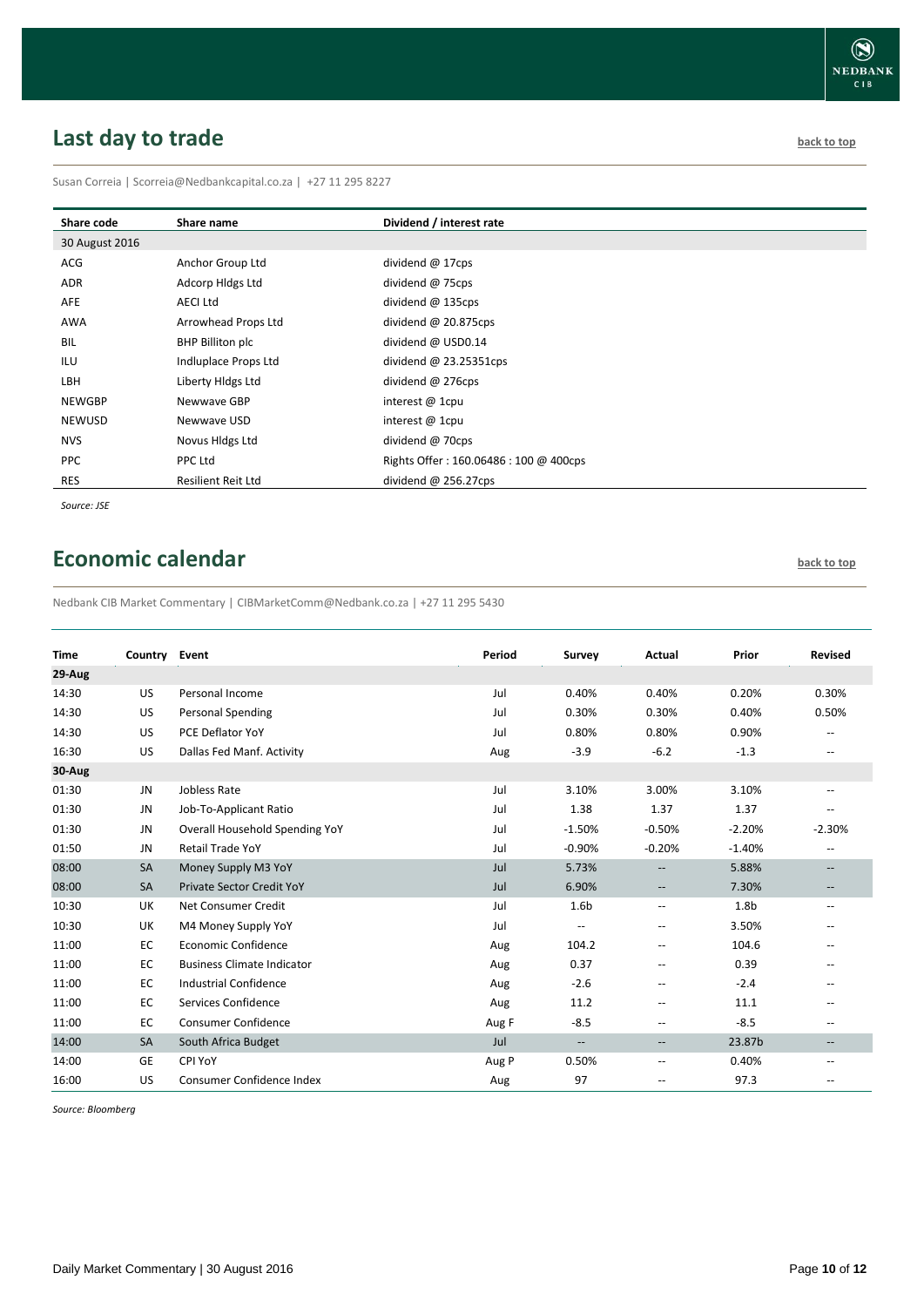## Last day to trade

back to top

Susan Correia | Scorreia@Nedbankcapital.co.za | +27 11 295 8227

| Share code | Share name | Dividend / interest rate |
|---|---|---|
| 30 August 2016 | | |
| ACG | Anchor Group Ltd | dividend @ 17cps |
| ADR | Adcorp Hldgs Ltd | dividend @ 75cps |
| AFE | AECI Ltd | dividend @ 135cps |
| AWA | Arrowhead Props Ltd | dividend @ 20.875cps |
| BIL | BHP Billiton plc | dividend @ USD0.14 |
| ILU | Indluplace Props Ltd | dividend @ 23.25351cps |
| LBH | Liberty Hldgs Ltd | dividend @ 276cps |
| NEWGBP | Newwave GBP | interest @ 1cpu |
| NEWUSD | Newwave USD | interest @ 1cpu |
| NVS | Novus Hldgs Ltd | dividend @ 70cps |
| PPC | PPC Ltd | Rights Offer : 160.06486 : 100 @ 400cps |
| RES | Resilient Reit Ltd | dividend @ 256.27cps |

*Source: JSE*

## Economic calendar

back to top

Nedbank CIB Market Commentary | CIBMarketComm@Nedbank.co.za | +27 11 295 5430

| Time | Country | Event | Period | Survey | Actual | Prior | Revised |
|---|---|---|---|---|---|---|---|
| **29-Aug** | | | | | | | |
| 14:30 | US | Personal Income | Jul | 0.40% | 0.40% | 0.20% | 0.30% |
| 14:30 | US | Personal Spending | Jul | 0.30% | 0.30% | 0.40% | 0.50% |
| 14:30 | US | PCE Deflator YoY | Jul | 0.80% | 0.80% | 0.90% | -- |
| 16:30 | US | Dallas Fed Manf. Activity | Aug | -3.9 | -6.2 | -1.3 | -- |
| **30-Aug** | | | | | | | |
| 01:30 | JN | Jobless Rate | Jul | 3.10% | 3.00% | 3.10% | -- |
| 01:30 | JN | Job-To-Applicant Ratio | Jul | 1.38 | 1.37 | 1.37 | -- |
| 01:30 | JN | Overall Household Spending YoY | Jul | -1.50% | -0.50% | -2.20% | -2.30% |
| 01:50 | JN | Retail Trade YoY | Jul | -0.90% | -0.20% | -1.40% | -- |
| 08:00 | SA | Money Supply M3 YoY | Jul | 5.73% | -- | 5.88% | -- |
| 08:00 | SA | Private Sector Credit YoY | Jul | 6.90% | -- | 7.30% | -- |
| 10:30 | UK | Net Consumer Credit | Jul | 1.6b | -- | 1.8b | -- |
| 10:30 | UK | M4 Money Supply YoY | Jul | -- | -- | 3.50% | -- |
| 11:00 | EC | Economic Confidence | Aug | 104.2 | -- | 104.6 | -- |
| 11:00 | EC | Business Climate Indicator | Aug | 0.37 | -- | 0.39 | -- |
| 11:00 | EC | Industrial Confidence | Aug | -2.6 | -- | -2.4 | -- |
| 11:00 | EC | Services Confidence | Aug | 11.2 | -- | 11.1 | -- |
| 11:00 | EC | Consumer Confidence | Aug F | -8.5 | -- | -8.5 | -- |
| 14:00 | SA | South Africa Budget | Jul | -- | -- | 23.87b | -- |
| 14:00 | GE | CPI YoY | Aug P | 0.50% | -- | 0.40% | -- |
| 16:00 | US | Consumer Confidence Index | Aug | 97 | -- | 97.3 | -- |

*Source: Bloomberg*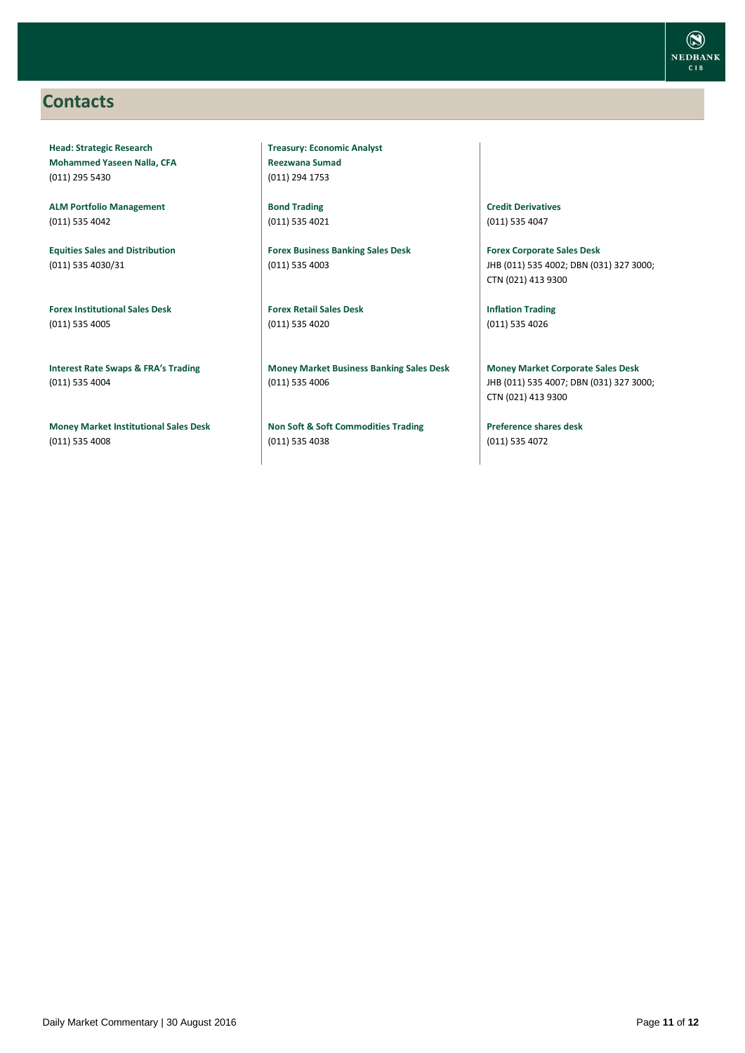## Contacts

**Head: Strategic Research**
**Mohammed Yaseen Nalla, CFA**
(011) 295 5430

**ALM Portfolio Management**
(011) 535 4042

**Equities Sales and Distribution**
(011) 535 4030/31

**Forex Institutional Sales Desk**
(011) 535 4005

**Interest Rate Swaps & FRA's Trading**
(011) 535 4004

**Money Market Institutional Sales Desk**
(011) 535 4008

**Treasury: Economic Analyst**
**Reezwana Sumad**
(011) 294 1753

**Bond Trading**
(011) 535 4021

**Forex Business Banking Sales Desk**
(011) 535 4003

**Forex Retail Sales Desk**
(011) 535 4020

**Money Market Business Banking Sales Desk**
(011) 535 4006

**Non Soft & Soft Commodities Trading**
(011) 535 4038

**Credit Derivatives**
(011) 535 4047

**Forex Corporate Sales Desk**
JHB (011) 535 4002; DBN (031) 327 3000;
CTN (021) 413 9300

**Inflation Trading**
(011) 535 4026

**Money Market Corporate Sales Desk**
JHB (011) 535 4007; DBN (031) 327 3000;
CTN (021) 413 9300

**Preference shares desk**
(011) 535 4072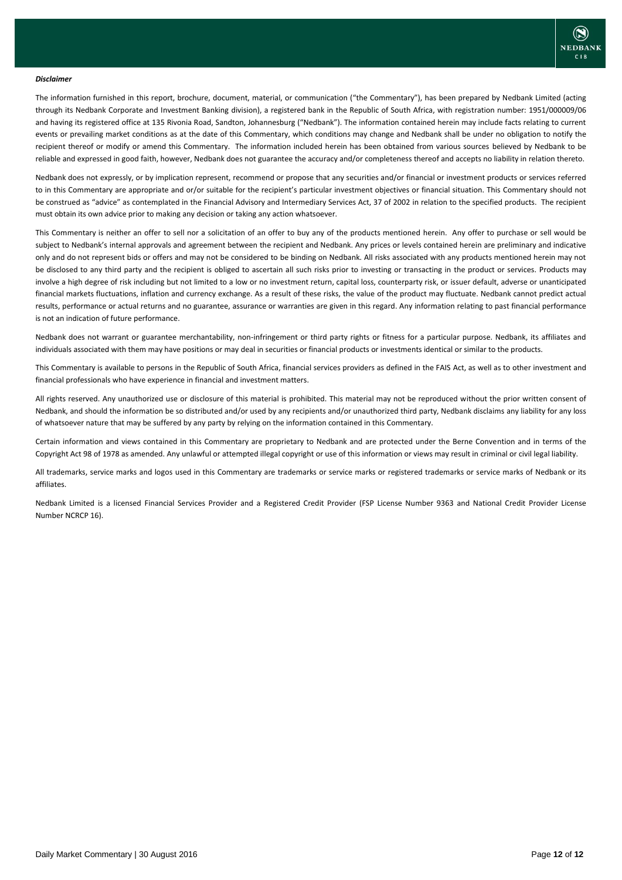***Disclaimer***

The information furnished in this report, brochure, document, material, or communication ("the Commentary"), has been prepared by Nedbank Limited (acting through its Nedbank Corporate and Investment Banking division), a registered bank in the Republic of South Africa, with registration number: 1951/000009/06 and having its registered office at 135 Rivonia Road, Sandton, Johannesburg ("Nedbank"). The information contained herein may include facts relating to current events or prevailing market conditions as at the date of this Commentary, which conditions may change and Nedbank shall be under no obligation to notify the recipient thereof or modify or amend this Commentary. The information included herein has been obtained from various sources believed by Nedbank to be reliable and expressed in good faith, however, Nedbank does not guarantee the accuracy and/or completeness thereof and accepts no liability in relation thereto.

Nedbank does not expressly, or by implication represent, recommend or propose that any securities and/or financial or investment products or services referred to in this Commentary are appropriate and or/or suitable for the recipient's particular investment objectives or financial situation. This Commentary should not be construed as "advice" as contemplated in the Financial Advisory and Intermediary Services Act, 37 of 2002 in relation to the specified products. The recipient must obtain its own advice prior to making any decision or taking any action whatsoever.

This Commentary is neither an offer to sell nor a solicitation of an offer to buy any of the products mentioned herein. Any offer to purchase or sell would be subject to Nedbank's internal approvals and agreement between the recipient and Nedbank. Any prices or levels contained herein are preliminary and indicative only and do not represent bids or offers and may not be considered to be binding on Nedbank. All risks associated with any products mentioned herein may not be disclosed to any third party and the recipient is obliged to ascertain all such risks prior to investing or transacting in the product or services. Products may involve a high degree of risk including but not limited to a low or no investment return, capital loss, counterparty risk, or issuer default, adverse or unanticipated financial markets fluctuations, inflation and currency exchange. As a result of these risks, the value of the product may fluctuate. Nedbank cannot predict actual results, performance or actual returns and no guarantee, assurance or warranties are given in this regard. Any information relating to past financial performance is not an indication of future performance.

Nedbank does not warrant or guarantee merchantability, non-infringement or third party rights or fitness for a particular purpose. Nedbank, its affiliates and individuals associated with them may have positions or may deal in securities or financial products or investments identical or similar to the products.

This Commentary is available to persons in the Republic of South Africa, financial services providers as defined in the FAIS Act, as well as to other investment and financial professionals who have experience in financial and investment matters.

All rights reserved. Any unauthorized use or disclosure of this material is prohibited. This material may not be reproduced without the prior written consent of Nedbank, and should the information be so distributed and/or used by any recipients and/or unauthorized third party, Nedbank disclaims any liability for any loss of whatsoever nature that may be suffered by any party by relying on the information contained in this Commentary.

Certain information and views contained in this Commentary are proprietary to Nedbank and are protected under the Berne Convention and in terms of the Copyright Act 98 of 1978 as amended. Any unlawful or attempted illegal copyright or use of this information or views may result in criminal or civil legal liability.

All trademarks, service marks and logos used in this Commentary are trademarks or service marks or registered trademarks or service marks of Nedbank or its affiliates.

Nedbank Limited is a licensed Financial Services Provider and a Registered Credit Provider (FSP License Number 9363 and National Credit Provider License Number NCRCP 16).